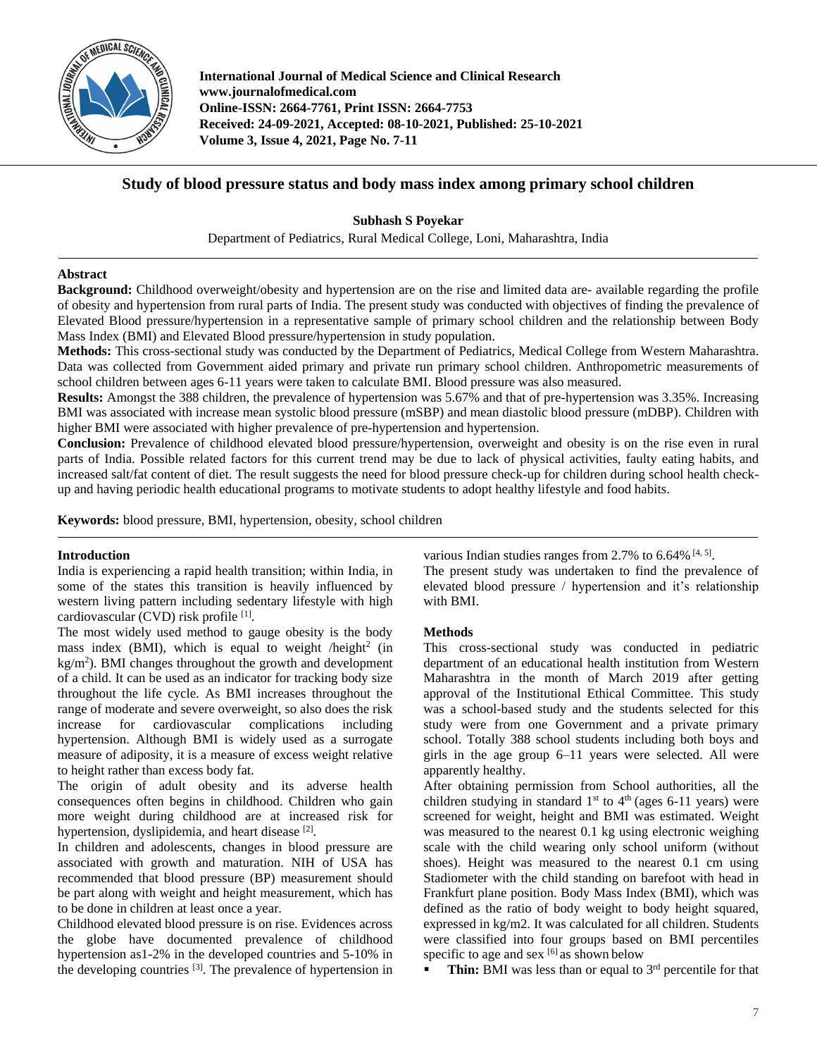# Study of blood pressure status and body mass index among primary school children

**Subhash S Poyekar**

Department of Pediatrics, Rural Medical College, Loni, Maharashtra, India

## Abstract

**Background:** Childhood overweight/obesity and hypertension are on the rise and limited data are- available regarding the profile of obesity and hypertension from rural parts of India. The present study was conducted with objectives of finding the prevalence of Elevated Blood pressure/hypertension in a representative sample of primary school children and the relationship between Body Mass Index (BMI) and Elevated Blood pressure/hypertension in study population.

**Methods:** This cross-sectional study was conducted by the Department of Pediatrics, Medical College from Western Maharashtra. Data was collected from Government aided primary and private run primary school children. Anthropometric measurements of school children between ages 6-11 years were taken to calculate BMI. Blood pressure was also measured.

**Results:** Amongst the 388 children, the prevalence of hypertension was 5.67% and that of pre-hypertension was 3.35%. Increasing BMI was associated with increase mean systolic blood pressure (mSBP) and mean diastolic blood pressure (mDBP). Children with higher BMI were associated with higher prevalence of pre-hypertension and hypertension.

**Conclusion:** Prevalence of childhood elevated blood pressure/hypertension, overweight and obesity is on the rise even in rural parts of India. Possible related factors for this current trend may be due to lack of physical activities, faulty eating habits, and increased salt/fat content of diet. The result suggests the need for blood pressure check-up for children during school health check-up and having periodic health educational programs to motivate students to adopt healthy lifestyle and food habits.

**Keywords:** blood pressure, BMI, hypertension, obesity, school children

## Introduction

India is experiencing a rapid health transition; within India, in some of the states this transition is heavily influenced by western living pattern including sedentary lifestyle with high cardiovascular (CVD) risk profile [1].

The most widely used method to gauge obesity is the body mass index (BMI), which is equal to weight /height$^2$ (in kg/m$^2$). BMI changes throughout the growth and development of a child. It can be used as an indicator for tracking body size throughout the life cycle. As BMI increases throughout the range of moderate and severe overweight, so also does the risk increase for cardiovascular complications including hypertension. Although BMI is widely used as a surrogate measure of adiposity, it is a measure of excess weight relative to height rather than excess body fat.

The origin of adult obesity and its adverse health consequences often begins in childhood. Children who gain more weight during childhood are at increased risk for hypertension, dyslipidemia, and heart disease [2].

In children and adolescents, changes in blood pressure are associated with growth and maturation. NIH of USA has recommended that blood pressure (BP) measurement should be part along with weight and height measurement, which has to be done in children at least once a year.

Childhood elevated blood pressure is on rise. Evidences across the globe have documented prevalence of childhood hypertension as1-2% in the developed countries and 5-10% in the developing countries [3]. The prevalence of hypertension in various Indian studies ranges from 2.7% to 6.64% [4, 5].

The present study was undertaken to find the prevalence of elevated blood pressure / hypertension and it's relationship with BMI.

## Methods

This cross-sectional study was conducted in pediatric department of an educational health institution from Western Maharashtra in the month of March 2019 after getting approval of the Institutional Ethical Committee. This study was a school-based study and the students selected for this study were from one Government and a private primary school. Totally 388 school students including both boys and girls in the age group 6–11 years were selected. All were apparently healthy.

After obtaining permission from School authorities, all the children studying in standard 1$^{st}$ to 4$^{th}$ (ages 6-11 years) were screened for weight, height and BMI was estimated. Weight was measured to the nearest 0.1 kg using electronic weighing scale with the child wearing only school uniform (without shoes). Height was measured to the nearest 0.1 cm using Stadiometer with the child standing on barefoot with head in Frankfurt plane position. Body Mass Index (BMI), which was defined as the ratio of body weight to body height squared, expressed in kg/m2. It was calculated for all children. Students were classified into four groups based on BMI percentiles specific to age and sex [6] as shown below

- **Thin:** BMI was less than or equal to 3$^{rd}$ percentile for that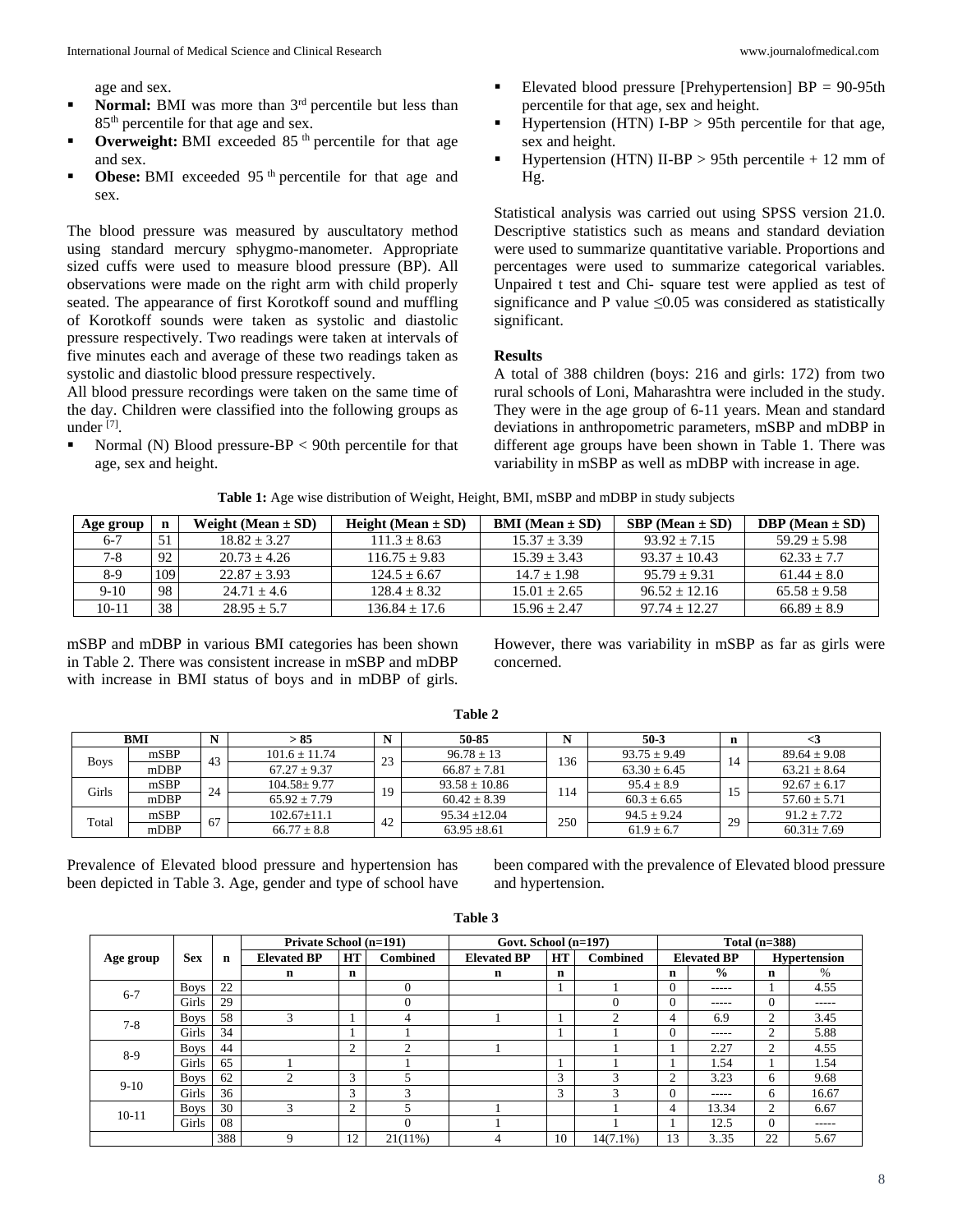age and sex.

- **Normal:** BMI was more than 3rd percentile but less than 85th percentile for that age and sex.
- **Overweight:** BMI exceeded 85 th percentile for that age and sex.
- **Obese:** BMI exceeded 95 th percentile for that age and sex.

The blood pressure was measured by auscultatory method using standard mercury sphygmo-manometer. Appropriate sized cuffs were used to measure blood pressure (BP). All observations were made on the right arm with child properly seated. The appearance of first Korotkoff sound and muffling of Korotkoff sounds were taken as systolic and diastolic pressure respectively. Two readings were taken at intervals of five minutes each and average of these two readings taken as systolic and diastolic blood pressure respectively.

All blood pressure recordings were taken on the same time of the day. Children were classified into the following groups as under [7].

- Normal (N) Blood pressure-BP < 90th percentile for that age, sex and height.
- Elevated blood pressure [Prehypertension] BP = 90-95th percentile for that age, sex and height.
- Hypertension (HTN) I-BP > 95th percentile for that age, sex and height.
- Hypertension (HTN) II-BP > 95th percentile + 12 mm of Hg.

Statistical analysis was carried out using SPSS version 21.0. Descriptive statistics such as means and standard deviation were used to summarize quantitative variable. Proportions and percentages were used to summarize categorical variables. Unpaired t test and Chi- square test were applied as test of significance and P value ≤0.05 was considered as statistically significant.

## Results

A total of 388 children (boys: 216 and girls: 172) from two rural schools of Loni, Maharashtra were included in the study. They were in the age group of 6-11 years. Mean and standard deviations in anthropometric parameters, mSBP and mDBP in different age groups have been shown in Table 1. There was variability in mSBP as well as mDBP with increase in age.

**Table 1:** Age wise distribution of Weight, Height, BMI, mSBP and mDBP in study subjects

| Age group | n | Weight (Mean ± SD) | Height (Mean ± SD) | BMI (Mean ± SD) | SBP (Mean ± SD) | DBP (Mean ± SD) |
|---|---|---|---|---|---|---|
| 6-7 | 51 | 18.82 ± 3.27 | 111.3 ± 8.63 | 15.37 ± 3.39 | 93.92 ± 7.15 | 59.29 ± 5.98 |
| 7-8 | 92 | 20.73 ± 4.26 | 116.75 ± 9.83 | 15.39 ± 3.43 | 93.37 ± 10.43 | 62.33 ± 7.7 |
| 8-9 | 109 | 22.87 ± 3.93 | 124.5 ± 6.67 | 14.7 ± 1.98 | 95.79 ± 9.31 | 61.44 ± 8.0 |
| 9-10 | 98 | 24.71 ± 4.6 | 128.4 ± 8.32 | 15.01 ± 2.65 | 96.52 ± 12.16 | 65.58 ± 9.58 |
| 10-11 | 38 | 28.95 ± 5.7 | 136.84 ± 17.6 | 15.96 ± 2.47 | 97.74 ± 12.27 | 66.89 ± 8.9 |

mSBP and mDBP in various BMI categories has been shown in Table 2. There was consistent increase in mSBP and mDBP with increase in BMI status of boys and in mDBP of girls. However, there was variability in mSBP as far as girls were concerned.

**Table 2**

| BMI | | N | > 85 | N | 50-85 | N | 50-3 | n | <3 |
|---|---|---|---|---|---|---|---|---|---|
| Boys | mSBP | 43 | 101.6 ± 11.74 | 23 | 96.78 ± 13 | 136 | 93.75 ± 9.49 | 14 | 89.64 ± 9.08 |
| | mDBP | | 67.27 ± 9.37 | | 66.87 ± 7.81 | | 63.30 ± 6.45 | | 63.21 ± 8.64 |
| Girls | mSBP | 24 | 104.58± 9.77 | 19 | 93.58 ± 10.86 | 114 | 95.4 ± 8.9 | 15 | 92.67 ± 6.17 |
| | mDBP | | 65.92 ± 7.79 | | 60.42 ± 8.39 | | 60.3 ± 6.65 | | 57.60 ± 5.71 |
| Total | mSBP | 67 | 102.67±11.1 | 42 | 95.34 ±12.04 | 250 | 94.5 ± 9.24 | 29 | 91.2 ± 7.72 |
| | mDBP | | 66.77 ± 8.8 | | 63.95 ±8.61 | | 61.9 ± 6.7 | | 60.31± 7.69 |

Prevalence of Elevated blood pressure and hypertension has been depicted in Table 3. Age, gender and type of school have been compared with the prevalence of Elevated blood pressure and hypertension.

**Table 3**

| Age group | Sex | n | Private School (n=191) | | | Govt. School (n=197) | | | Total (n=388) | | | |
|---|---|---|---|---|---|---|---|---|---|---|---|---|
| | | | Elevated BP | HT | Combined | Elevated BP | HT | Combined | Elevated BP | | Hypertension | |
| | | | n | n | | n | n | | n | % | n | % |
| 6-7 | Boys | 22 | | | 0 | | 1 | 1 | 0 | ----- | 1 | 4.55 |
| | Girls | 29 | | | 0 | | | 0 | 0 | ----- | 0 | ----- |
| 7-8 | Boys | 58 | 3 | 1 | 4 | 1 | 1 | 2 | 4 | 6.9 | 2 | 3.45 |
| | Girls | 34 | | 1 | 1 | | 1 | 1 | 0 | ----- | 2 | 5.88 |
| 8-9 | Boys | 44 | | 2 | 2 | 1 | | 1 | 1 | 2.27 | 2 | 4.55 |
| | Girls | 65 | 1 | | 1 | | 1 | 1 | 1 | 1.54 | 1 | 1.54 |
| 9-10 | Boys | 62 | 2 | 3 | 5 | | 3 | 3 | 2 | 3.23 | 6 | 9.68 |
| | Girls | 36 | | 3 | 3 | | 3 | 3 | 0 | ----- | 6 | 16.67 |
| 10-11 | Boys | 30 | 3 | 2 | 5 | 1 | | 1 | 4 | 13.34 | 2 | 6.67 |
| | Girls | 08 | | | 0 | 1 | | 1 | 1 | 12.5 | 0 | ----- |
| | | 388 | 9 | 12 | 21(11%) | 4 | 10 | 14(7.1%) | 13 | 3..35 | 22 | 5.67 |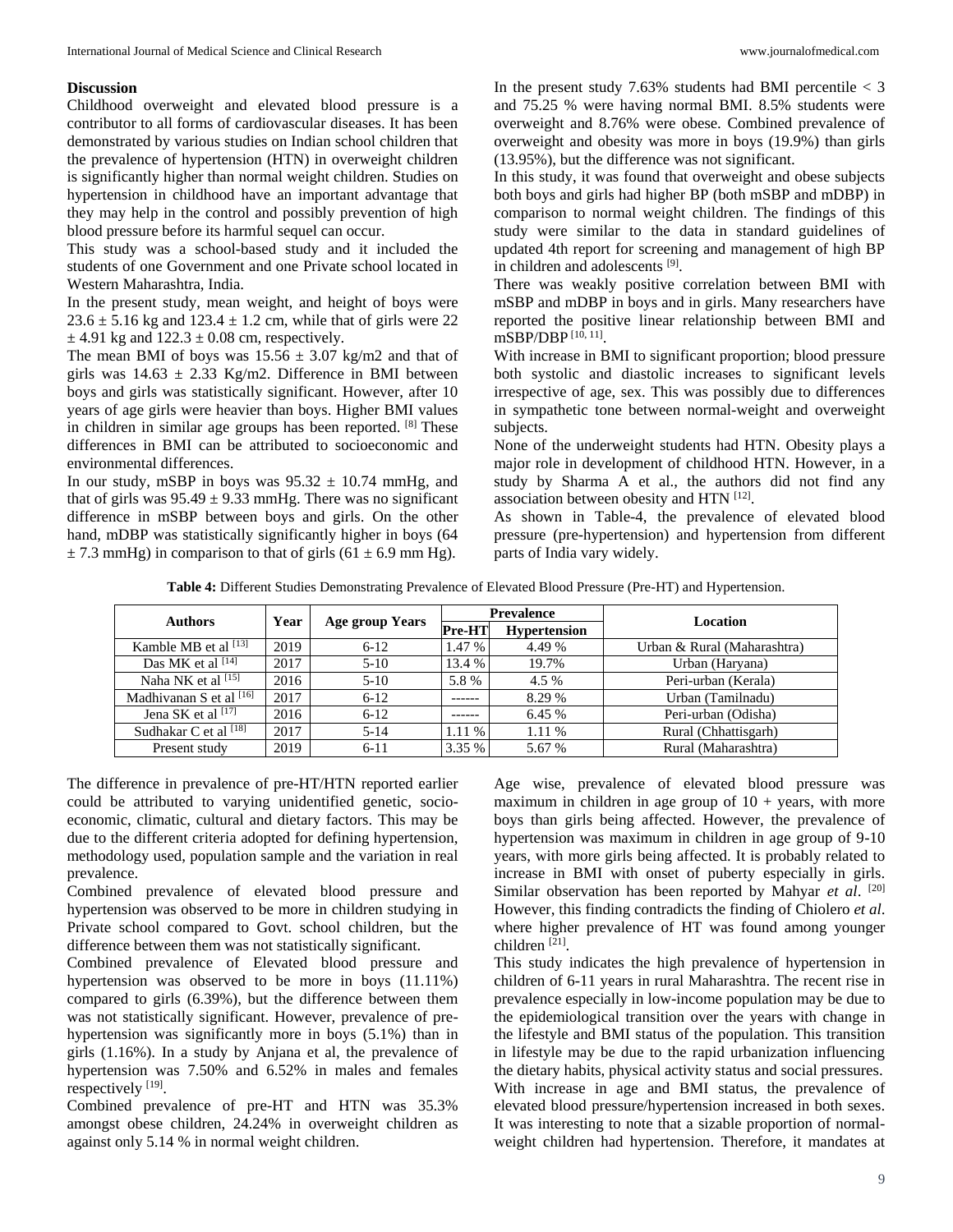## Discussion

Childhood overweight and elevated blood pressure is a contributor to all forms of cardiovascular diseases. It has been demonstrated by various studies on Indian school children that the prevalence of hypertension (HTN) in overweight children is significantly higher than normal weight children. Studies on hypertension in childhood have an important advantage that they may help in the control and possibly prevention of high blood pressure before its harmful sequel can occur.

This study was a school-based study and it included the students of one Government and one Private school located in Western Maharashtra, India.

In the present study, mean weight, and height of boys were 23.6 ± 5.16 kg and 123.4 ± 1.2 cm, while that of girls were 22 ± 4.91 kg and 122.3 ± 0.08 cm, respectively.

The mean BMI of boys was 15.56 ± 3.07 kg/m2 and that of girls was 14.63 ± 2.33 Kg/m2. Difference in BMI between boys and girls was statistically significant. However, after 10 years of age girls were heavier than boys. Higher BMI values in children in similar age groups has been reported. [8] These differences in BMI can be attributed to socioeconomic and environmental differences.

In our study, mSBP in boys was 95.32 ± 10.74 mmHg, and that of girls was 95.49 ± 9.33 mmHg. There was no significant difference in mSBP between boys and girls. On the other hand, mDBP was statistically significantly higher in boys (64 ± 7.3 mmHg) in comparison to that of girls (61 ± 6.9 mm Hg).

In the present study 7.63% students had BMI percentile < 3 and 75.25 % were having normal BMI. 8.5% students were overweight and 8.76% were obese. Combined prevalence of overweight and obesity was more in boys (19.9%) than girls (13.95%), but the difference was not significant.

In this study, it was found that overweight and obese subjects both boys and girls had higher BP (both mSBP and mDBP) in comparison to normal weight children. The findings of this study were similar to the data in standard guidelines of updated 4th report for screening and management of high BP in children and adolescents [9].

There was weakly positive correlation between BMI with mSBP and mDBP in boys and in girls. Many researchers have reported the positive linear relationship between BMI and mSBP/DBP [10, 11].

With increase in BMI to significant proportion; blood pressure both systolic and diastolic increases to significant levels irrespective of age, sex. This was possibly due to differences in sympathetic tone between normal-weight and overweight subjects.

None of the underweight students had HTN. Obesity plays a major role in development of childhood HTN. However, in a study by Sharma A et al., the authors did not find any association between obesity and HTN [12].

As shown in Table-4, the prevalence of elevated blood pressure (pre-hypertension) and hypertension from different parts of India vary widely.

**Table 4:** Different Studies Demonstrating Prevalence of Elevated Blood Pressure (Pre-HT) and Hypertension.

| Authors | Year | Age group Years | Prevalence | | Location |
|---|---|---|---|---|---|
| | | | Pre-HT | Hypertension | |
| Kamble MB et al [13] | 2019 | 6-12 | 1.47 % | 4.49 % | Urban & Rural (Maharashtra) |
| Das MK et al [14] | 2017 | 5-10 | 13.4 % | 19.7% | Urban (Haryana) |
| Naha NK et al [15] | 2016 | 5-10 | 5.8 % | 4.5 % | Peri-urban (Kerala) |
| Madhivanan S et al [16] | 2017 | 6-12 | ------ | 8.29 % | Urban (Tamilnadu) |
| Jena SK et al [17] | 2016 | 6-12 | ------ | 6.45 % | Peri-urban (Odisha) |
| Sudhakar C et al [18] | 2017 | 5-14 | 1.11 % | 1.11 % | Rural (Chhattisgarh) |
| Present study | 2019 | 6-11 | 3.35 % | 5.67 % | Rural (Maharashtra) |

The difference in prevalence of pre-HT/HTN reported earlier could be attributed to varying unidentified genetic, socio-economic, climatic, cultural and dietary factors. This may be due to the different criteria adopted for defining hypertension, methodology used, population sample and the variation in real prevalence.

Combined prevalence of elevated blood pressure and hypertension was observed to be more in children studying in Private school compared to Govt. school children, but the difference between them was not statistically significant.

Combined prevalence of Elevated blood pressure and hypertension was observed to be more in boys (11.11%) compared to girls (6.39%), but the difference between them was not statistically significant. However, prevalence of pre-hypertension was significantly more in boys (5.1%) than in girls (1.16%). In a study by Anjana et al, the prevalence of hypertension was 7.50% and 6.52% in males and females respectively [19].

Combined prevalence of pre-HT and HTN was 35.3% amongst obese children, 24.24% in overweight children as against only 5.14 % in normal weight children.

Age wise, prevalence of elevated blood pressure was maximum in children in age group of 10 + years, with more boys than girls being affected. However, the prevalence of hypertension was maximum in children in age group of 9-10 years, with more girls being affected. It is probably related to increase in BMI with onset of puberty especially in girls. Similar observation has been reported by Mahyar *et al*. [20] However, this finding contradicts the finding of Chiolero *et al*. where higher prevalence of HT was found among younger children [21].

This study indicates the high prevalence of hypertension in children of 6-11 years in rural Maharashtra. The recent rise in prevalence especially in low-income population may be due to the epidemiological transition over the years with change in the lifestyle and BMI status of the population. This transition in lifestyle may be due to the rapid urbanization influencing the dietary habits, physical activity status and social pressures. With increase in age and BMI status, the prevalence of elevated blood pressure/hypertension increased in both sexes. It was interesting to note that a sizable proportion of normal-weight children had hypertension. Therefore, it mandates at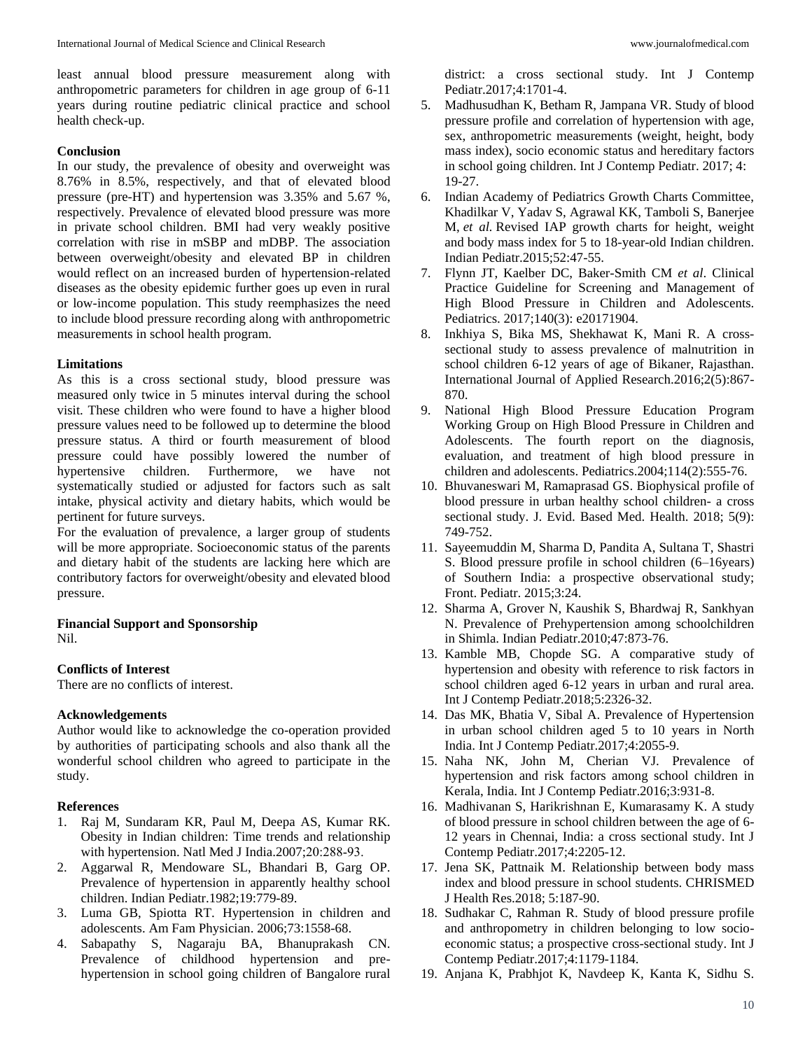least annual blood pressure measurement along with anthropometric parameters for children in age group of 6-11 years during routine pediatric clinical practice and school health check-up.

## Conclusion

In our study, the prevalence of obesity and overweight was 8.76% in 8.5%, respectively, and that of elevated blood pressure (pre-HT) and hypertension was 3.35% and 5.67 %, respectively. Prevalence of elevated blood pressure was more in private school children. BMI had very weakly positive correlation with rise in mSBP and mDBP. The association between overweight/obesity and elevated BP in children would reflect on an increased burden of hypertension-related diseases as the obesity epidemic further goes up even in rural or low-income population. This study reemphasizes the need to include blood pressure recording along with anthropometric measurements in school health program.

## Limitations

As this is a cross sectional study, blood pressure was measured only twice in 5 minutes interval during the school visit. These children who were found to have a higher blood pressure values need to be followed up to determine the blood pressure status. A third or fourth measurement of blood pressure could have possibly lowered the number of hypertensive children. Furthermore, we have not systematically studied or adjusted for factors such as salt intake, physical activity and dietary habits, which would be pertinent for future surveys.

For the evaluation of prevalence, a larger group of students will be more appropriate. Socioeconomic status of the parents and dietary habit of the students are lacking here which are contributory factors for overweight/obesity and elevated blood pressure.

## Financial Support and Sponsorship

Nil.

## Conflicts of Interest

There are no conflicts of interest.

## Acknowledgements

Author would like to acknowledge the co-operation provided by authorities of participating schools and also thank all the wonderful school children who agreed to participate in the study.

## References

1. Raj M, Sundaram KR, Paul M, Deepa AS, Kumar RK. Obesity in Indian children: Time trends and relationship with hypertension. Natl Med J India.2007;20:288-93.
2. Aggarwal R, Mendoware SL, Bhandari B, Garg OP. Prevalence of hypertension in apparently healthy school children. Indian Pediatr.1982;19:779-89.
3. Luma GB, Spiotta RT. Hypertension in children and adolescents. Am Fam Physician. 2006;73:1558-68.
4. Sabapathy S, Nagaraju BA, Bhanuprakash CN. Prevalence of childhood hypertension and pre-hypertension in school going children of Bangalore rural district: a cross sectional study. Int J Contemp Pediatr.2017;4:1701-4.
5. Madhusudhan K, Betham R, Jampana VR. Study of blood pressure profile and correlation of hypertension with age, sex, anthropometric measurements (weight, height, body mass index), socio economic status and hereditary factors in school going children. Int J Contemp Pediatr. 2017; 4: 19-27.
6. Indian Academy of Pediatrics Growth Charts Committee, Khadilkar V, Yadav S, Agrawal KK, Tamboli S, Banerjee M, *et al.* Revised IAP growth charts for height, weight and body mass index for 5 to 18-year-old Indian children. Indian Pediatr.2015;52:47-55.
7. Flynn JT, Kaelber DC, Baker-Smith CM *et al*. Clinical Practice Guideline for Screening and Management of High Blood Pressure in Children and Adolescents. Pediatrics. 2017;140(3): e20171904.
8. Inkhiya S, Bika MS, Shekhawat K, Mani R. A cross-sectional study to assess prevalence of malnutrition in school children 6-12 years of age of Bikaner, Rajasthan. International Journal of Applied Research.2016;2(5):867-870.
9. National High Blood Pressure Education Program Working Group on High Blood Pressure in Children and Adolescents. The fourth report on the diagnosis, evaluation, and treatment of high blood pressure in children and adolescents. Pediatrics.2004;114(2):555-76.
10. Bhuvaneswari M, Ramaprasad GS. Biophysical profile of blood pressure in urban healthy school children- a cross sectional study. J. Evid. Based Med. Health. 2018; 5(9): 749-752.
11. Sayeemuddin M, Sharma D, Pandita A, Sultana T, Shastri S. Blood pressure profile in school children (6–16years) of Southern India: a prospective observational study; Front. Pediatr. 2015;3:24.
12. Sharma A, Grover N, Kaushik S, Bhardwaj R, Sankhyan N. Prevalence of Prehypertension among schoolchildren in Shimla. Indian Pediatr.2010;47:873-76.
13. Kamble MB, Chopde SG. A comparative study of hypertension and obesity with reference to risk factors in school children aged 6-12 years in urban and rural area. Int J Contemp Pediatr.2018;5:2326-32.
14. Das MK, Bhatia V, Sibal A. Prevalence of Hypertension in urban school children aged 5 to 10 years in North India. Int J Contemp Pediatr.2017;4:2055-9.
15. Naha NK, John M, Cherian VJ. Prevalence of hypertension and risk factors among school children in Kerala, India. Int J Contemp Pediatr.2016;3:931-8.
16. Madhivanan S, Harikrishnan E, Kumarasamy K. A study of blood pressure in school children between the age of 6-12 years in Chennai, India: a cross sectional study. Int J Contemp Pediatr.2017;4:2205-12.
17. Jena SK, Pattnaik M. Relationship between body mass index and blood pressure in school students. CHRISMED J Health Res.2018; 5:187-90.
18. Sudhakar C, Rahman R. Study of blood pressure profile and anthropometry in children belonging to low socio-economic status; a prospective cross-sectional study. Int J Contemp Pediatr.2017;4:1179-1184.
19. Anjana K, Prabhjot K, Navdeep K, Kanta K, Sidhu S.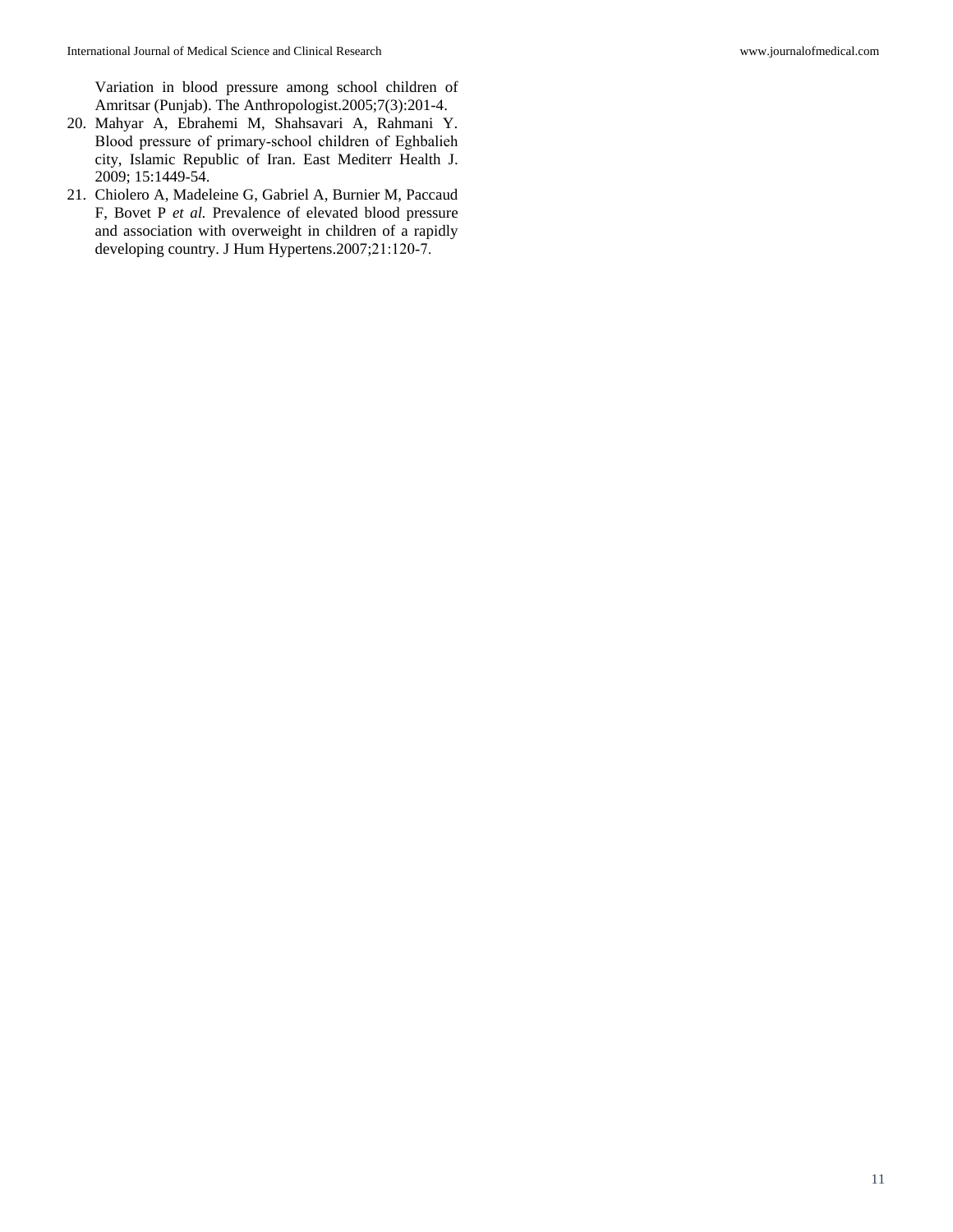Variation in blood pressure among school children of Amritsar (Punjab). The Anthropologist.2005;7(3):201-4.

20. Mahyar A, Ebrahemi M, Shahsavari A, Rahmani Y. Blood pressure of primary-school children of Eghbalieh city, Islamic Republic of Iran. East Mediterr Health J. 2009; 15:1449-54.
21. Chiolero A, Madeleine G, Gabriel A, Burnier M, Paccaud F, Bovet P *et al.* Prevalence of elevated blood pressure and association with overweight in children of a rapidly developing country. J Hum Hypertens.2007;21:120-7.